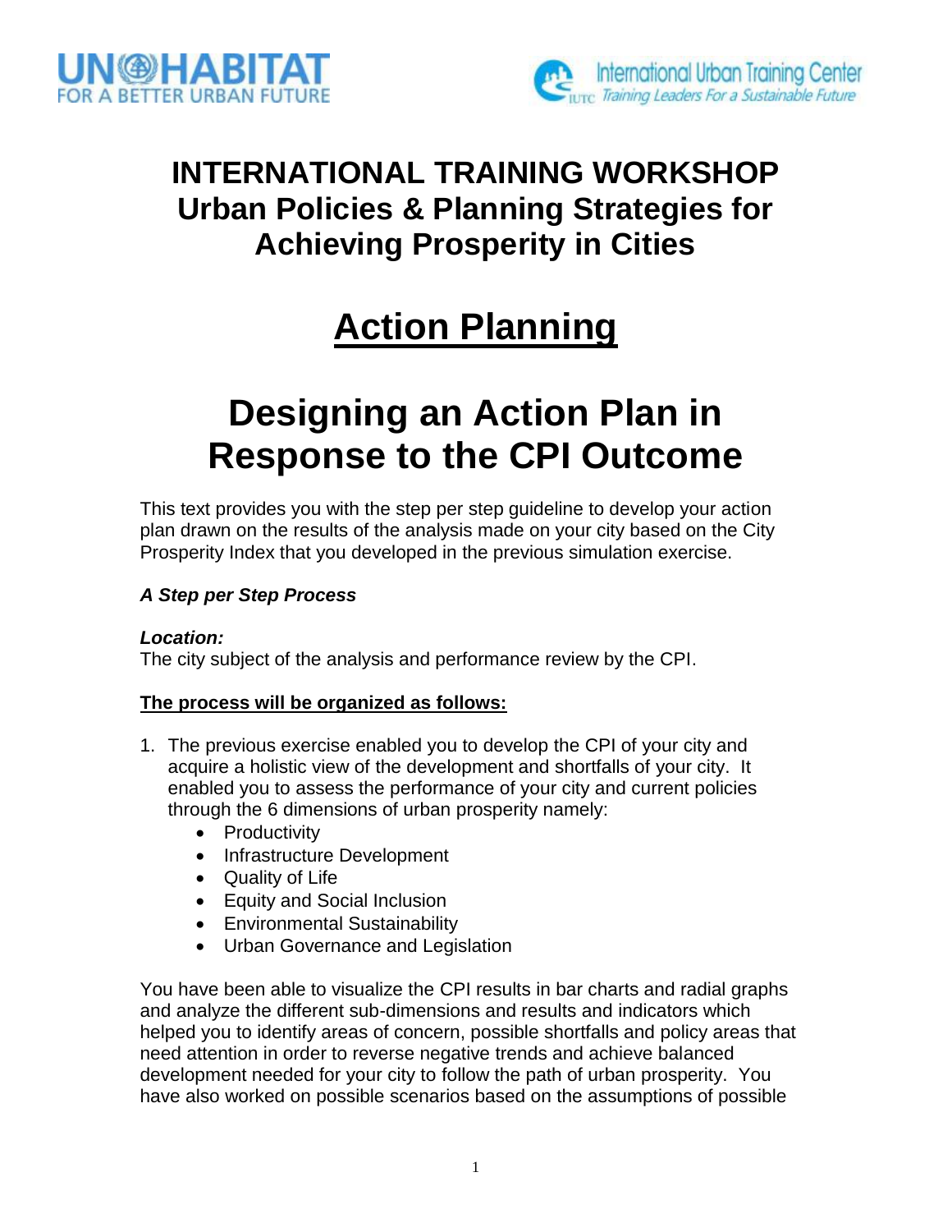UN HABITAT
FOR A BETTER URBAN FUTURE

International Urban Training Center
IUTC Training Leaders For a Sustainable Future

# INTERNATIONAL TRAINING WORKSHOP Urban Policies & Planning Strategies for Achieving Prosperity in Cities

# Action Planning

# Designing an Action Plan in Response to the CPI Outcome

This text provides you with the step per step guideline to develop your action plan drawn on the results of the analysis made on your city based on the City Prosperity Index that you developed in the previous simulation exercise.

***A Step per Step Process***

***Location:***
The city subject of the analysis and performance review by the CPI.

**The process will be organized as follows:**

1. The previous exercise enabled you to develop the CPI of your city and acquire a holistic view of the development and shortfalls of your city. It enabled you to assess the performance of your city and current policies through the 6 dimensions of urban prosperity namely:
   - Productivity
   - Infrastructure Development
   - Quality of Life
   - Equity and Social Inclusion
   - Environmental Sustainability
   - Urban Governance and Legislation

You have been able to visualize the CPI results in bar charts and radial graphs and analyze the different sub-dimensions and results and indicators which helped you to identify areas of concern, possible shortfalls and policy areas that need attention in order to reverse negative trends and achieve balanced development needed for your city to follow the path of urban prosperity. You have also worked on possible scenarios based on the assumptions of possible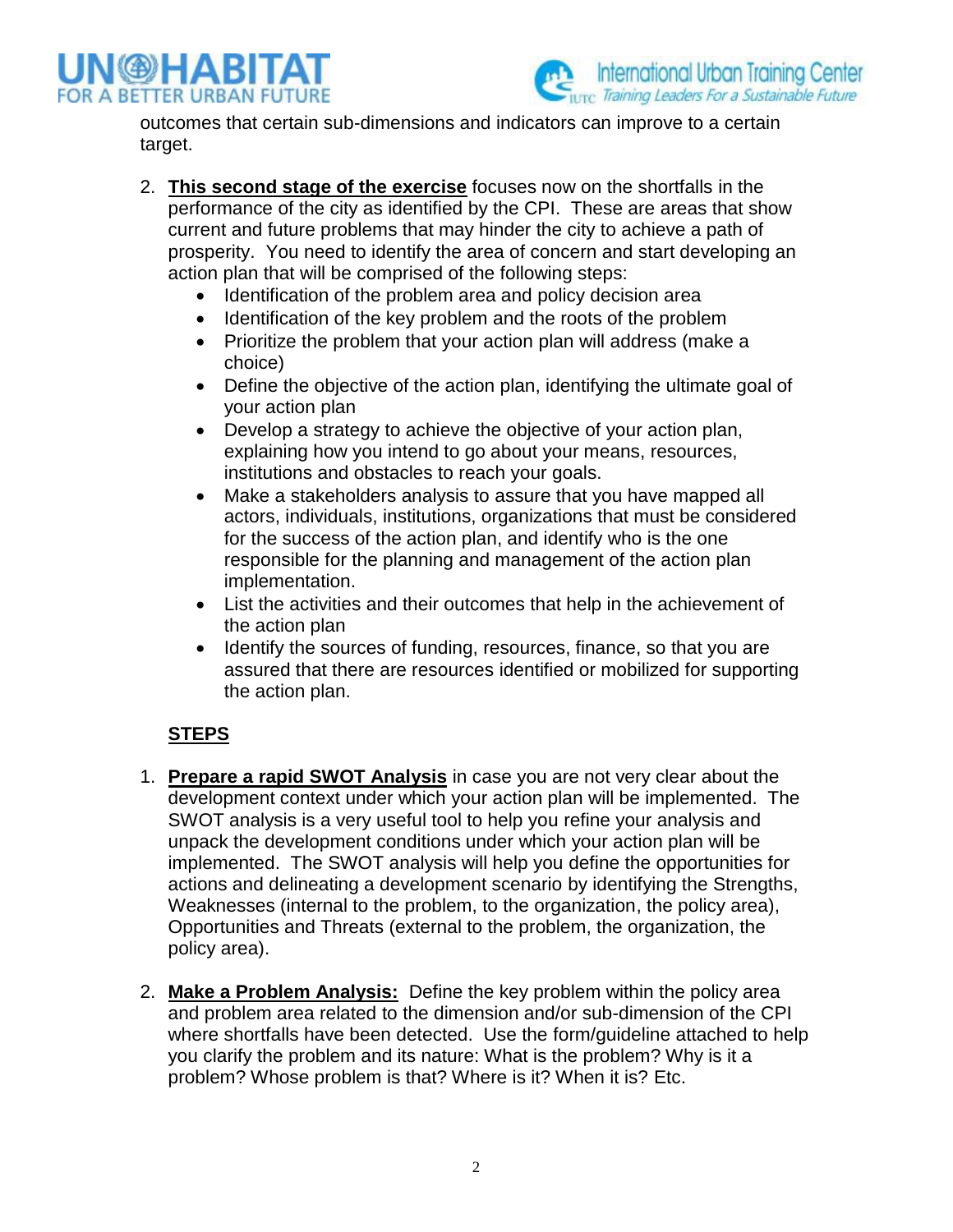outcomes that certain sub-dimensions and indicators can improve to a certain target.

2. **<u>This second stage of the exercise</u>** focuses now on the shortfalls in the performance of the city as identified by the CPI. These are areas that show current and future problems that may hinder the city to achieve a path of prosperity. You need to identify the area of concern and start developing an action plan that will be comprised of the following steps:
   - Identification of the problem area and policy decision area
   - Identification of the key problem and the roots of the problem
   - Prioritize the problem that your action plan will address (make a choice)
   - Define the objective of the action plan, identifying the ultimate goal of your action plan
   - Develop a strategy to achieve the objective of your action plan, explaining how you intend to go about your means, resources, institutions and obstacles to reach your goals.
   - Make a stakeholders analysis to assure that you have mapped all actors, individuals, institutions, organizations that must be considered for the success of the action plan, and identify who is the one responsible for the planning and management of the action plan implementation.
   - List the activities and their outcomes that help in the achievement of the action plan
   - Identify the sources of funding, resources, finance, so that you are assured that there are resources identified or mobilized for supporting the action plan.

**<u>STEPS</u>**

1. **<u>Prepare a rapid SWOT Analysis</u>** in case you are not very clear about the development context under which your action plan will be implemented. The SWOT analysis is a very useful tool to help you refine your analysis and unpack the development conditions under which your action plan will be implemented. The SWOT analysis will help you define the opportunities for actions and delineating a development scenario by identifying the Strengths, Weaknesses (internal to the problem, to the organization, the policy area), Opportunities and Threats (external to the problem, the organization, the policy area).

2. **<u>Make a Problem Analysis:</u>** Define the key problem within the policy area and problem area related to the dimension and/or sub-dimension of the CPI where shortfalls have been detected. Use the form/guideline attached to help you clarify the problem and its nature: What is the problem? Why is it a problem? Whose problem is that? Where is it? When it is? Etc.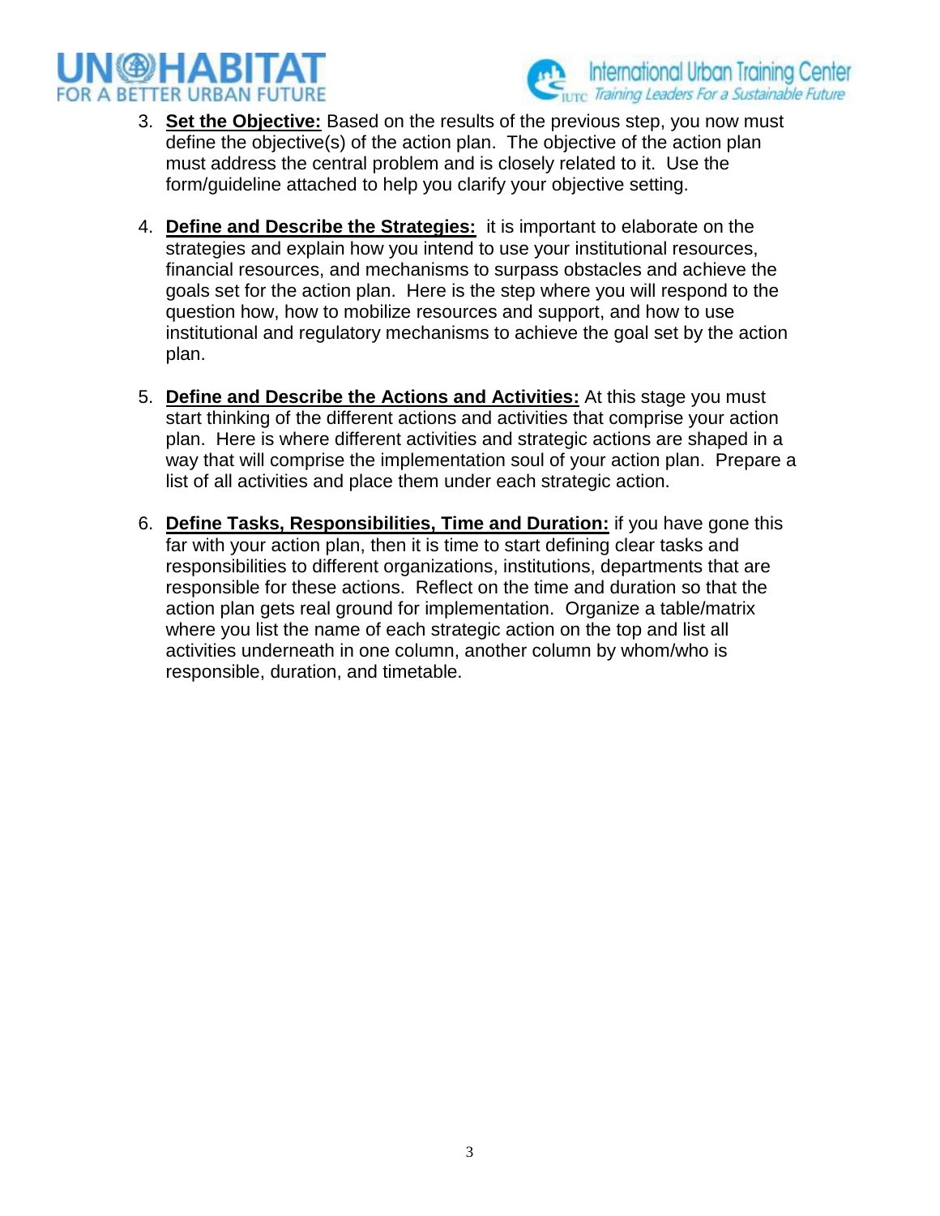3. **<u>Set the Objective:</u>** Based on the results of the previous step, you now must define the objective(s) of the action plan. The objective of the action plan must address the central problem and is closely related to it. Use the form/guideline attached to help you clarify your objective setting.

4. **<u>Define and Describe the Strategies:</u>** it is important to elaborate on the strategies and explain how you intend to use your institutional resources, financial resources, and mechanisms to surpass obstacles and achieve the goals set for the action plan. Here is the step where you will respond to the question how, how to mobilize resources and support, and how to use institutional and regulatory mechanisms to achieve the goal set by the action plan.

5. **<u>Define and Describe the Actions and Activities:</u>** At this stage you must start thinking of the different actions and activities that comprise your action plan. Here is where different activities and strategic actions are shaped in a way that will comprise the implementation soul of your action plan. Prepare a list of all activities and place them under each strategic action.

6. **<u>Define Tasks, Responsibilities, Time and Duration:</u>** if you have gone this far with your action plan, then it is time to start defining clear tasks and responsibilities to different organizations, institutions, departments that are responsible for these actions. Reflect on the time and duration so that the action plan gets real ground for implementation. Organize a table/matrix where you list the name of each strategic action on the top and list all activities underneath in one column, another column by whom/who is responsible, duration, and timetable.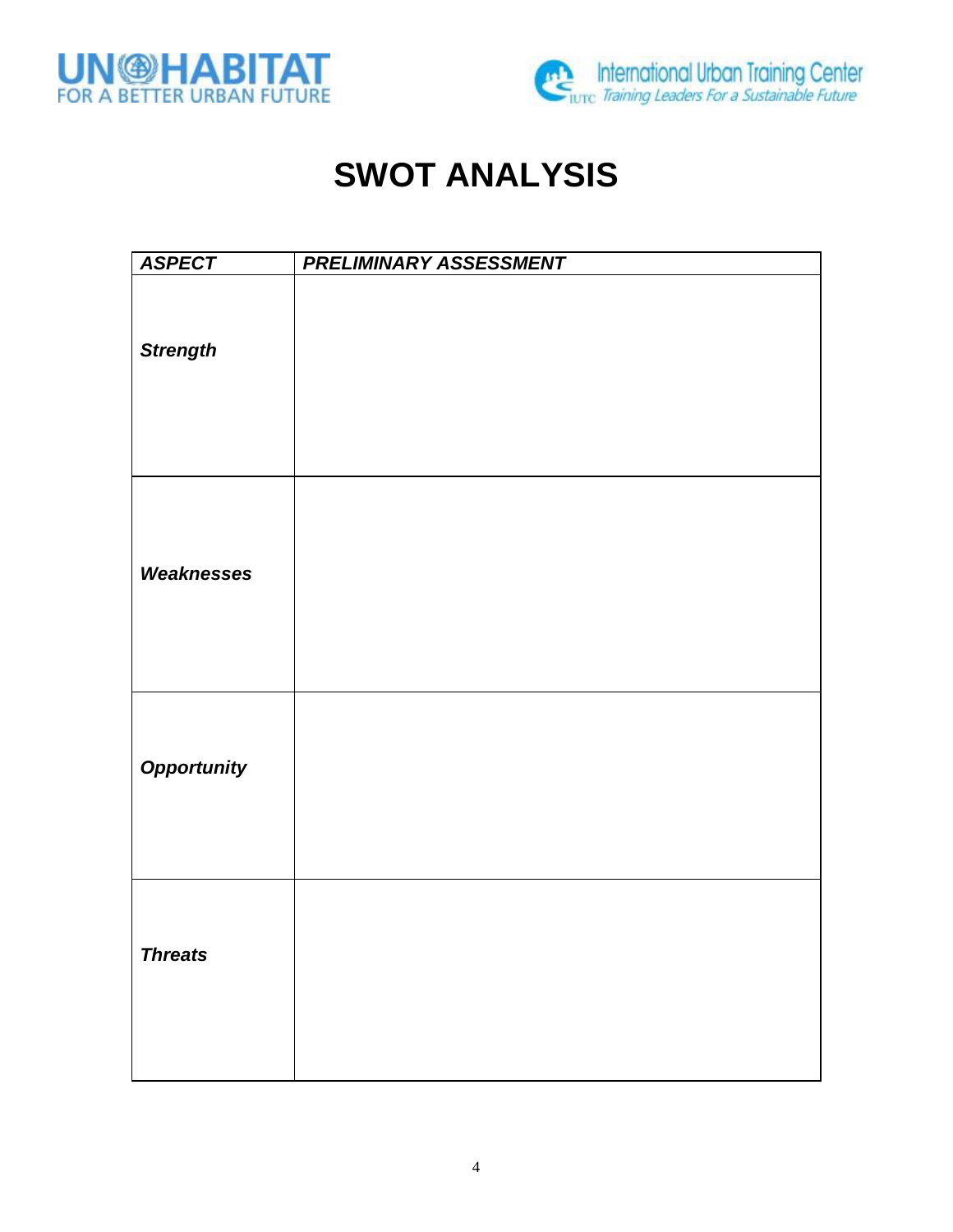# SWOT ANALYSIS

| ***ASPECT*** | ***PRELIMINARY ASSESSMENT*** |
|---|---|
| ***Strength*** | |
| ***Weaknesses*** | |
| ***Opportunity*** | |
| ***Threats*** | |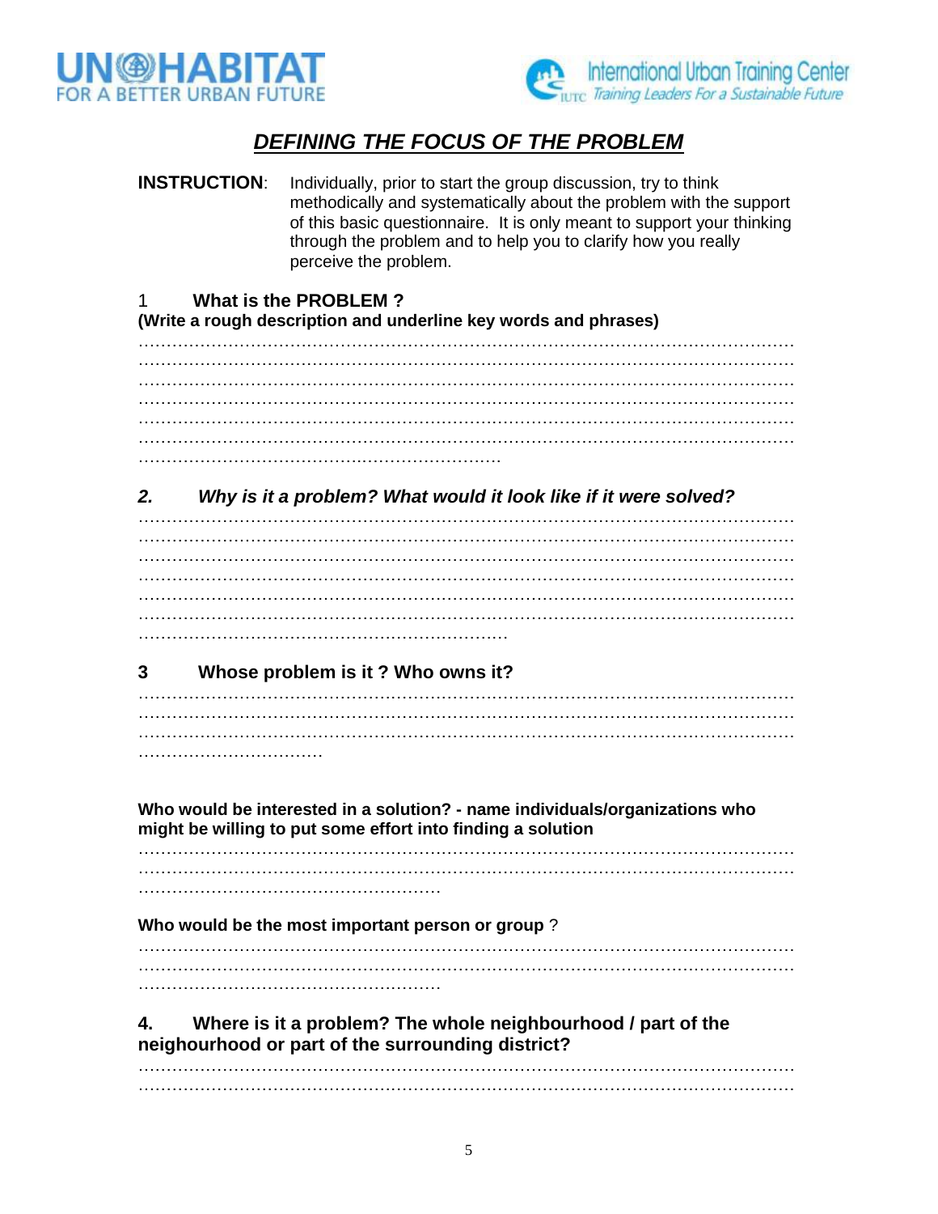# *DEFINING THE FOCUS OF THE PROBLEM*

**INSTRUCTION**: Individually, prior to start the group discussion, try to think methodically and systematically about the problem with the support of this basic questionnaire. It is only meant to support your thinking through the problem and to help you to clarify how you really perceive the problem.

1 **What is the PROBLEM ?**
**(Write a rough description and underline key words and phrases)**

…………………………………………………………………………………………………………
…………………………………………………………………………………………………………
…………………………………………………………………………………………………………
…………………………………………………………………………………………………………
…………………………………………………………………………………………………………
…………………………………………………………………………………………………………
……………………………………………………………

***2. Why is it a problem? What would it look like if it were solved?***

…………………………………………………………………………………………………………
…………………………………………………………………………………………………………
…………………………………………………………………………………………………………
…………………………………………………………………………………………………………
…………………………………………………………………………………………………………
…………………………………………………………………………………………………………
……………………………………………………………

**3 Whose problem is it ? Who owns it?**

…………………………………………………………………………………………………………
…………………………………………………………………………………………………………
…………………………………………………………………………………………………………
……………………………

**Who would be interested in a solution? - name individuals/organizations who might be willing to put some effort into finding a solution**

…………………………………………………………………………………………………………
…………………………………………………………………………………………………………
………………………………………………

**Who would be the most important person or group** ?

…………………………………………………………………………………………………………
…………………………………………………………………………………………………………
………………………………………………

**4. Where is it a problem? The whole neighbourhood / part of the neighourhood or part of the surrounding district?**

…………………………………………………………………………………………………………
…………………………………………………………………………………………………………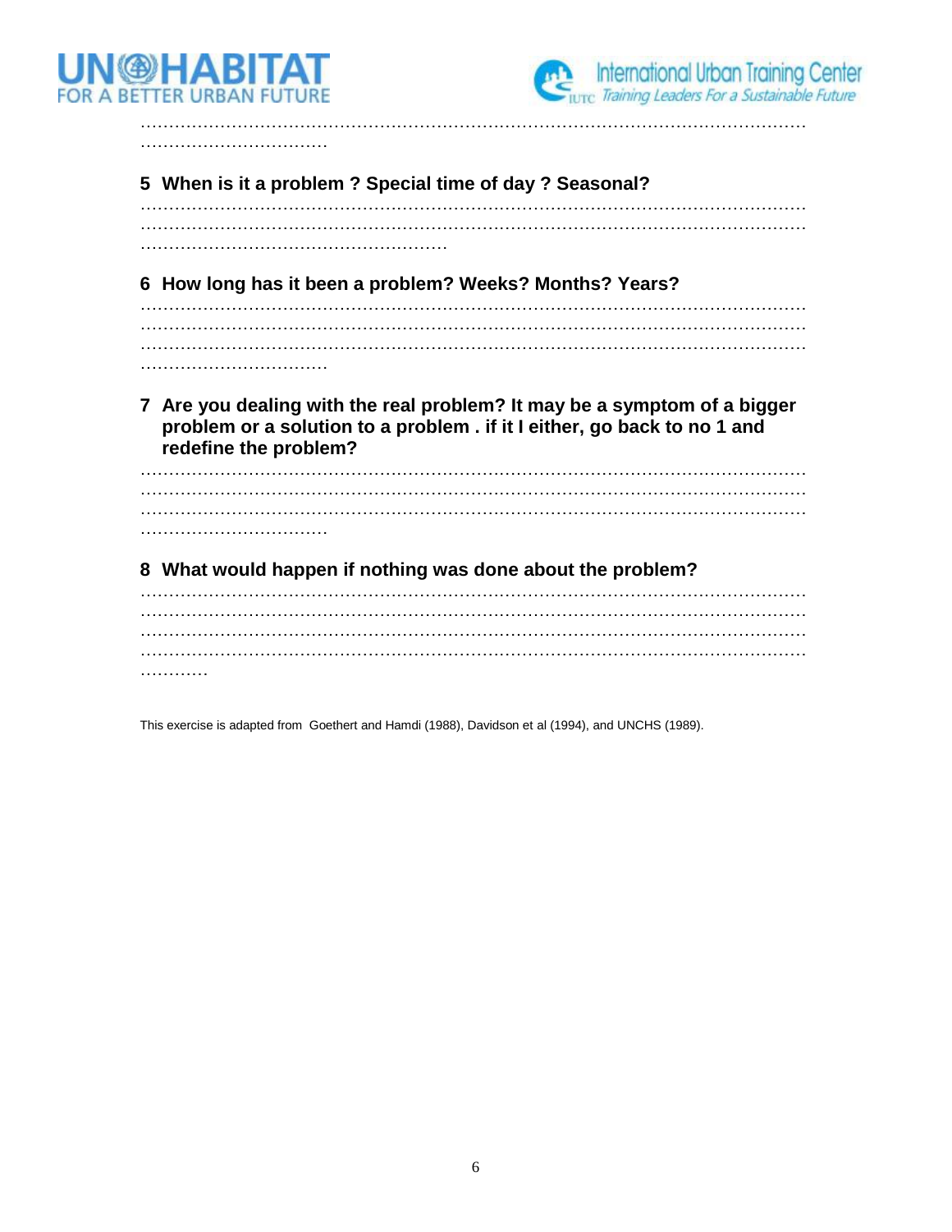……………………………………………………………………………………………………………
……………………………

**5 When is it a problem ? Special time of day ? Seasonal?**

……………………………………………………………………………………………………………
……………………………………………………………………………………………………………
………………………………………………

**6 How long has it been a problem? Weeks? Months? Years?**

……………………………………………………………………………………………………………
……………………………………………………………………………………………………………
……………………………………………………………………………………………………………
……………………………

**7 Are you dealing with the real problem? It may be a symptom of a bigger problem or a solution to a problem . if it I either, go back to no 1 and redefine the problem?**

……………………………………………………………………………………………………………
……………………………………………………………………………………………………………
……………………………………………………………………………………………………………
……………………………

**8 What would happen if nothing was done about the problem?**

……………………………………………………………………………………………………………
……………………………………………………………………………………………………………
……………………………………………………………………………………………………………
……………………………………………………………………………………………………………
…………

This exercise is adapted from Goethert and Hamdi (1988), Davidson et al (1994), and UNCHS (1989).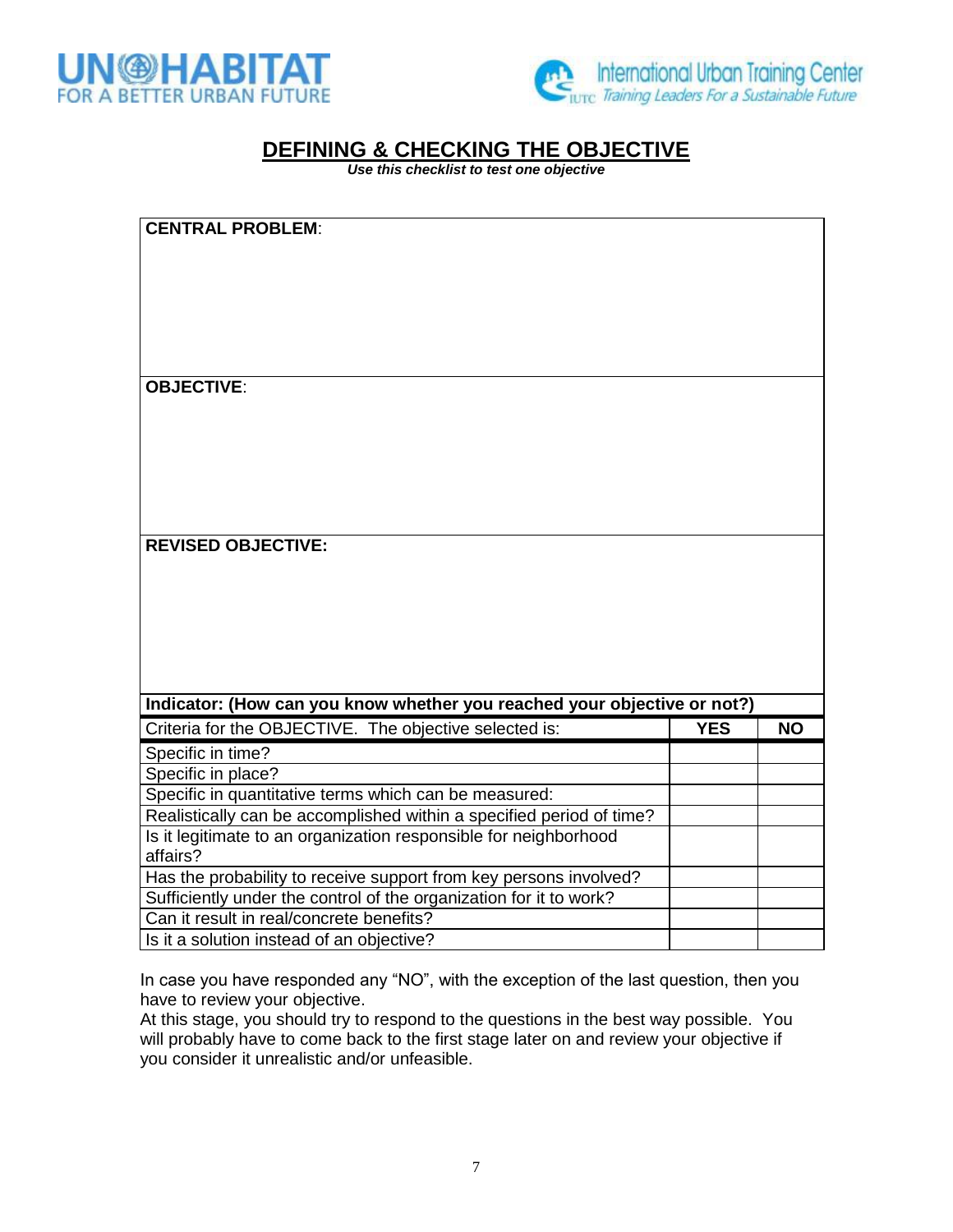UN-HABITAT
FOR A BETTER URBAN FUTURE

International Urban Training Center
IUTC Training Leaders For a Sustainable Future

# DEFINING & CHECKING THE OBJECTIVE

***Use this checklist to test one objective***

| | | |
|---|---|---|
| **CENTRAL PROBLEM**: | | |
| **OBJECTIVE**: | | |
| **REVISED OBJECTIVE:** | | |
| **Indicator: (How can you know whether you reached your objective or not?)** | | |
| Criteria for the OBJECTIVE. The objective selected is: | **YES** | **NO** |
| Specific in time? | | |
| Specific in place? | | |
| Specific in quantitative terms which can be measured: | | |
| Realistically can be accomplished within a specified period of time? | | |
| Is it legitimate to an organization responsible for neighborhood affairs? | | |
| Has the probability to receive support from key persons involved? | | |
| Sufficiently under the control of the organization for it to work? | | |
| Can it result in real/concrete benefits? | | |
| Is it a solution instead of an objective? | | |

In case you have responded any “NO”, with the exception of the last question, then you have to review your objective.
At this stage, you should try to respond to the questions in the best way possible. You will probably have to come back to the first stage later on and review your objective if you consider it unrealistic and/or unfeasible.